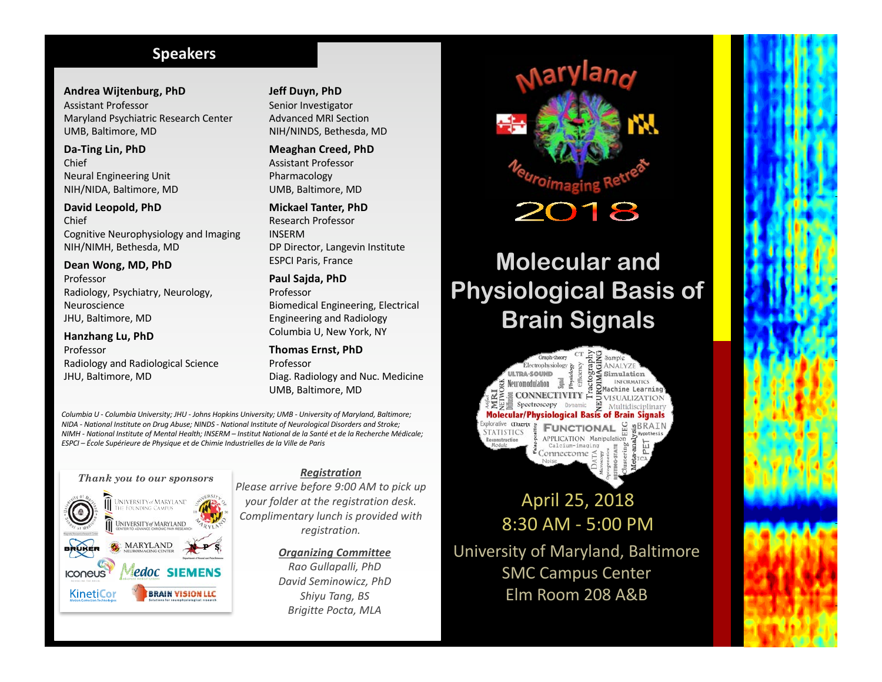## Speakers

**Andrea Wijtenburg, PhD**
Assistant Professor
Maryland Psychiatric Research Center
UMB, Baltimore, MD

**Da-Ting Lin, PhD**
Chief
Neural Engineering Unit
NIH/NIDA, Baltimore, MD

**David Leopold, PhD**
Chief
Cognitive Neurophysiology and Imaging
NIH/NIMH, Bethesda, MD

**Dean Wong, MD, PhD**
Professor
Radiology, Psychiatry, Neurology, Neuroscience
JHU, Baltimore, MD

**Hanzhang Lu, PhD**
Professor
Radiology and Radiological Science
JHU, Baltimore, MD

**Jeff Duyn, PhD**
Senior Investigator
Advanced MRI Section
NIH/NINDS, Bethesda, MD

**Meaghan Creed, PhD**
Assistant Professor
Pharmacology
UMB, Baltimore, MD

**Mickael Tanter, PhD**
Research Professor
INSERM
DP Director, Langevin Institute
ESPCI Paris, France

**Paul Sajda, PhD**
Professor
Biomedical Engineering, Electrical Engineering and Radiology
Columbia U, New York, NY

**Thomas Ernst, PhD**
Professor
Diag. Radiology and Nuc. Medicine
UMB, Baltimore, MD

*Columbia U - Columbia University; JHU - Johns Hopkins University; UMB - University of Maryland, Baltimore; NIDA - National Institute on Drug Abuse; NINDS - National Institute of Neurological Disorders and Stroke; NIMH - National Institute of Mental Health; INSERM – Institut National de la Santé et de la Recherche Médicale; ESPCI – École Supérieure de Physique et de Chimie Industrielles de la Ville de Paris*

*Thank you to our sponsors*

University of Maryland School of Medicine · University of Maryland The Founding Campus · University of Maryland Center to Advance Chronic Pain Research · University of Maryland · Bruker · Maryland Neuroimaging Center · NPS · Iconeus · Medoc · Siemens · KinetiCor · Brain Vision LLC

***Registration***

*Please arrive before 9:00 AM to pick up your folder at the registration desk. Complimentary lunch is provided with registration.*

***Organizing Committee***

*Rao Gullapalli, PhD*
*David Seminowicz, PhD*
*Shiyu Tang, BS*
*Brigitte Pocta, MLA*

# Maryland Neuroimaging Retreat 2018

# Molecular and Physiological Basis of Brain Signals

April 25, 2018
8:30 AM - 5:00 PM

University of Maryland, Baltimore
SMC Campus Center
Elm Room 208 A&B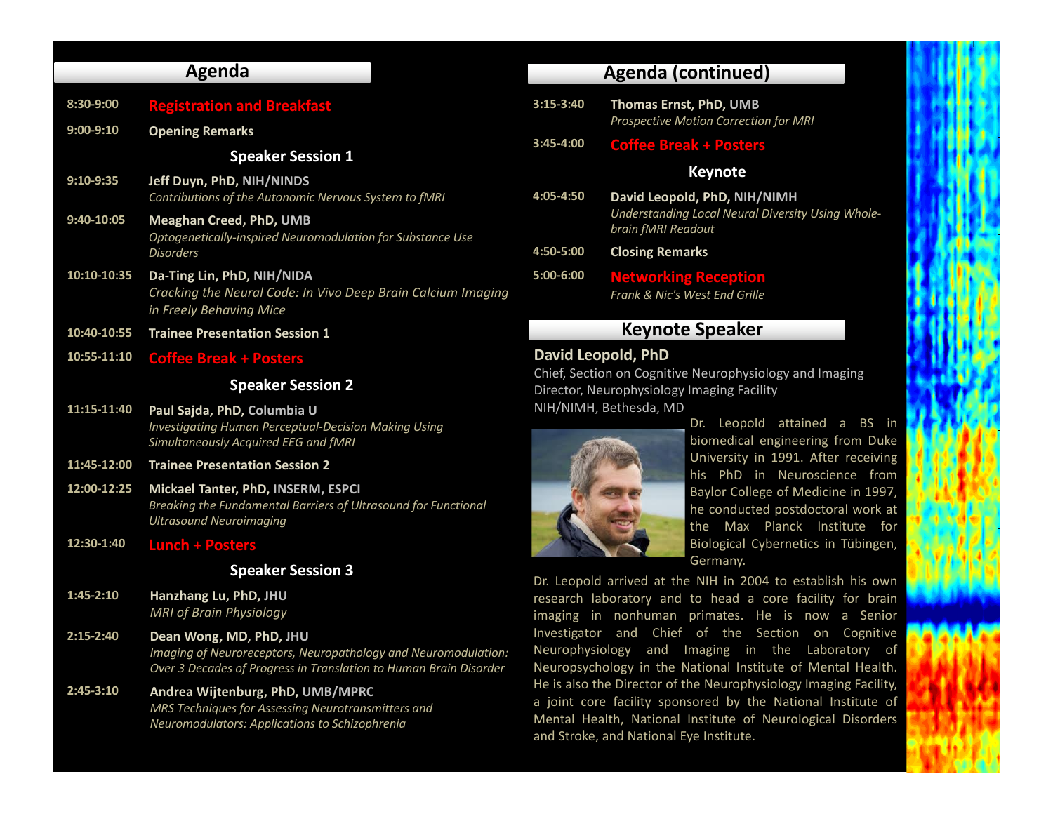## Agenda

**8:30-9:00** **Registration and Breakfast**

**9:00-9:10** **Opening Remarks**

### Speaker Session 1

**9:10-9:35** **Jeff Duyn, PhD, NIH/NINDS**
*Contributions of the Autonomic Nervous System to fMRI*

**9:40-10:05** **Meaghan Creed, PhD, UMB**
*Optogenetically-inspired Neuromodulation for Substance Use Disorders*

**10:10-10:35** **Da-Ting Lin, PhD, NIH/NIDA**
*Cracking the Neural Code: In Vivo Deep Brain Calcium Imaging in Freely Behaving Mice*

**10:40-10:55** **Trainee Presentation Session 1**

**10:55-11:10** **Coffee Break + Posters**

### Speaker Session 2

**11:15-11:40** **Paul Sajda, PhD, Columbia U**
*Investigating Human Perceptual-Decision Making Using Simultaneously Acquired EEG and fMRI*

**11:45-12:00** **Trainee Presentation Session 2**

**12:00-12:25** **Mickael Tanter, PhD, INSERM, ESPCI**
*Breaking the Fundamental Barriers of Ultrasound for Functional Ultrasound Neuroimaging*

**12:30-1:40** **Lunch + Posters**

### Speaker Session 3

**1:45-2:10** **Hanzhang Lu, PhD, JHU**
*MRI of Brain Physiology*

**2:15-2:40** **Dean Wong, MD, PhD, JHU**
*Imaging of Neuroreceptors, Neuropathology and Neuromodulation: Over 3 Decades of Progress in Translation to Human Brain Disorder*

**2:45-3:10** **Andrea Wijtenburg, PhD, UMB/MPRC**
*MRS Techniques for Assessing Neurotransmitters and Neuromodulators: Applications to Schizophrenia*

## Agenda (continued)

**3:15-3:40** **Thomas Ernst, PhD, UMB**
*Prospective Motion Correction for MRI*

**3:45-4:00** **Coffee Break + Posters**

### Keynote

**4:05-4:50** **David Leopold, PhD, NIH/NIMH**
*Understanding Local Neural Diversity Using Whole-brain fMRI Readout*

**4:50-5:00** **Closing Remarks**

**5:00-6:00** **Networking Reception**
*Frank & Nic's West End Grille*

## Keynote Speaker

**David Leopold, PhD**

Chief, Section on Cognitive Neurophysiology and Imaging
Director, Neurophysiology Imaging Facility
NIH/NIMH, Bethesda, MD

Dr. Leopold attained a BS in biomedical engineering from Duke University in 1991. After receiving his PhD in Neuroscience from Baylor College of Medicine in 1997, he conducted postdoctoral work at the Max Planck Institute for Biological Cybernetics in Tübingen, Germany.

Dr. Leopold arrived at the NIH in 2004 to establish his own research laboratory and to head a core facility for brain imaging in nonhuman primates. He is now a Senior Investigator and Chief of the Section on Cognitive Neurophysiology and Imaging in the Laboratory of Neuropsychology in the National Institute of Mental Health. He is also the Director of the Neurophysiology Imaging Facility, a joint core facility sponsored by the National Institute of Mental Health, National Institute of Neurological Disorders and Stroke, and National Eye Institute.